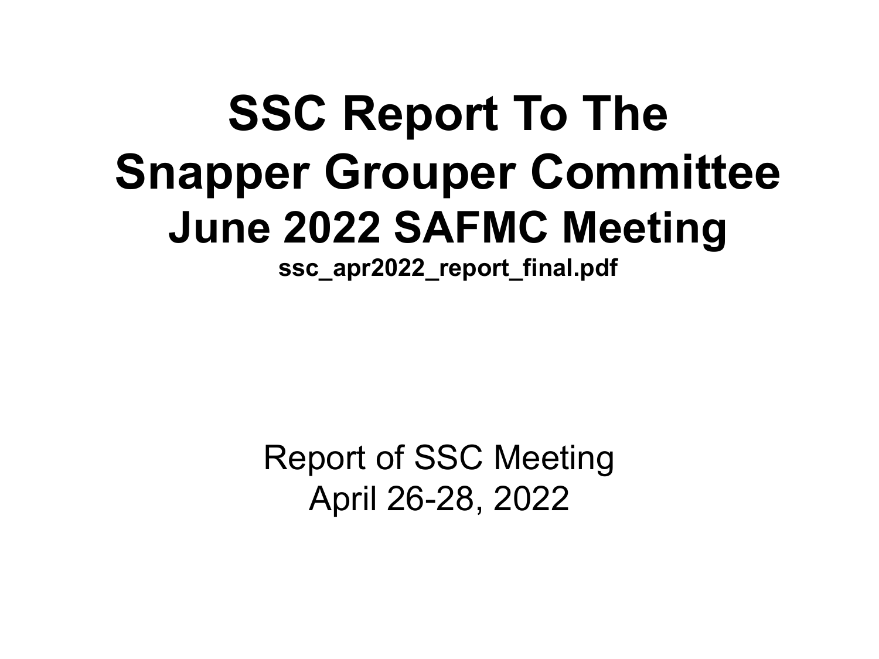# SSC Report To The Snapper Grouper Committee

## June 2022 SAFMC Meeting

**ssc_apr2022_report_final.pdf**

Report of SSC Meeting
April 26-28, 2022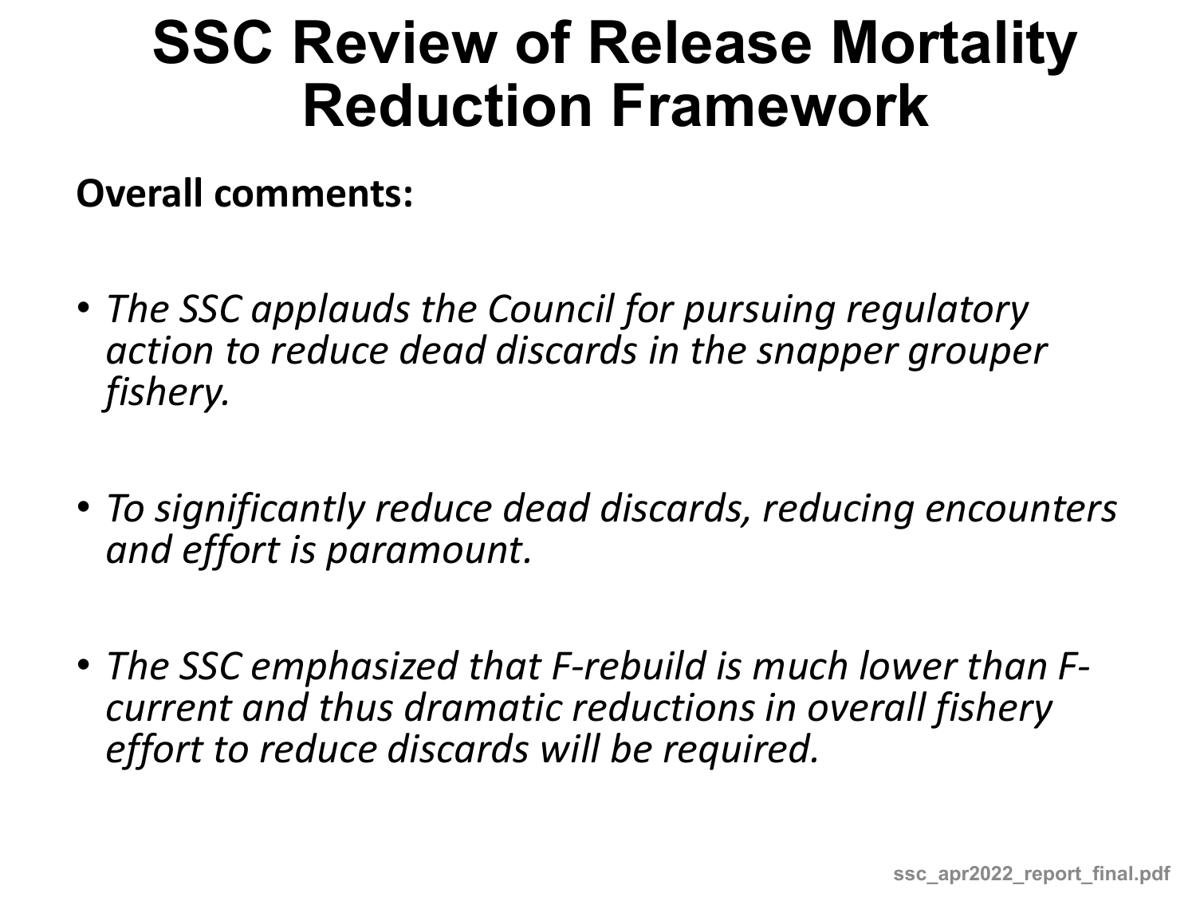# SSC Review of Release Mortality Reduction Framework

**Overall comments:**

- *The SSC applauds the Council for pursuing regulatory action to reduce dead discards in the snapper grouper fishery.*

- *To significantly reduce dead discards, reducing encounters and effort is paramount.*

- *The SSC emphasized that F-rebuild is much lower than F-current and thus dramatic reductions in overall fishery effort to reduce discards will be required.*

ssc_apr2022_report_final.pdf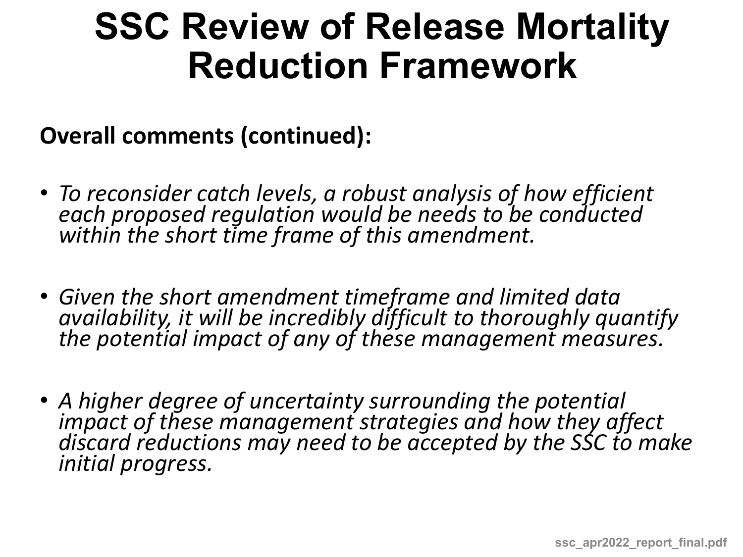# SSC Review of Release Mortality Reduction Framework

**Overall comments (continued):**

- *To reconsider catch levels, a robust analysis of how efficient each proposed regulation would be needs to be conducted within the short time frame of this amendment.*
- *Given the short amendment timeframe and limited data availability, it will be incredibly difficult to thoroughly quantify the potential impact of any of these management measures.*
- *A higher degree of uncertainty surrounding the potential impact of these management strategies and how they affect discard reductions may need to be accepted by the SSC to make initial progress.*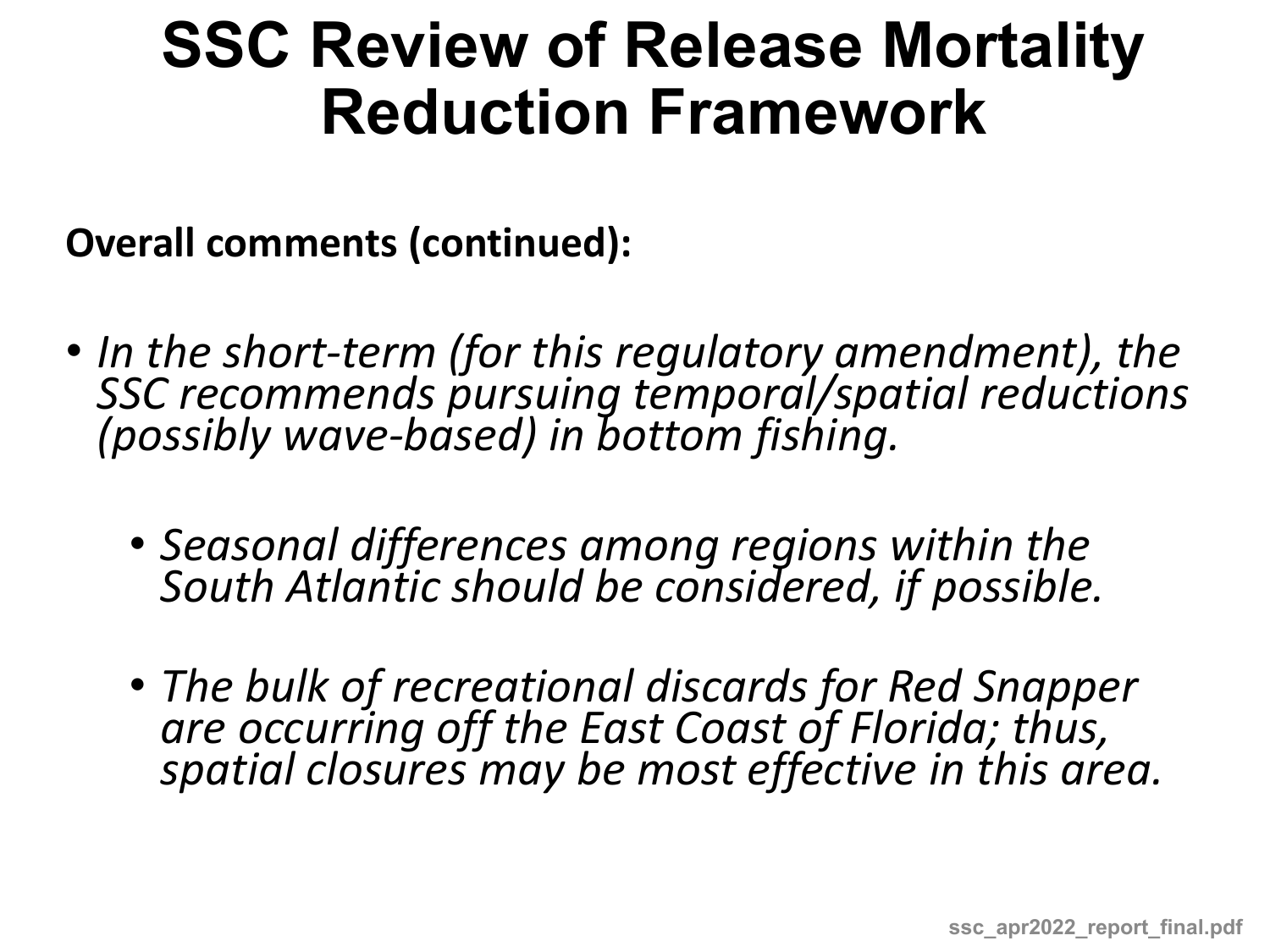# SSC Review of Release Mortality Reduction Framework

**Overall comments (continued):**

- *In the short-term (for this regulatory amendment), the SSC recommends pursuing temporal/spatial reductions (possibly wave-based) in bottom fishing.*
  - *Seasonal differences among regions within the South Atlantic should be considered, if possible.*
  - *The bulk of recreational discards for Red Snapper are occurring off the East Coast of Florida; thus, spatial closures may be most effective in this area.*

ssc_apr2022_report_final.pdf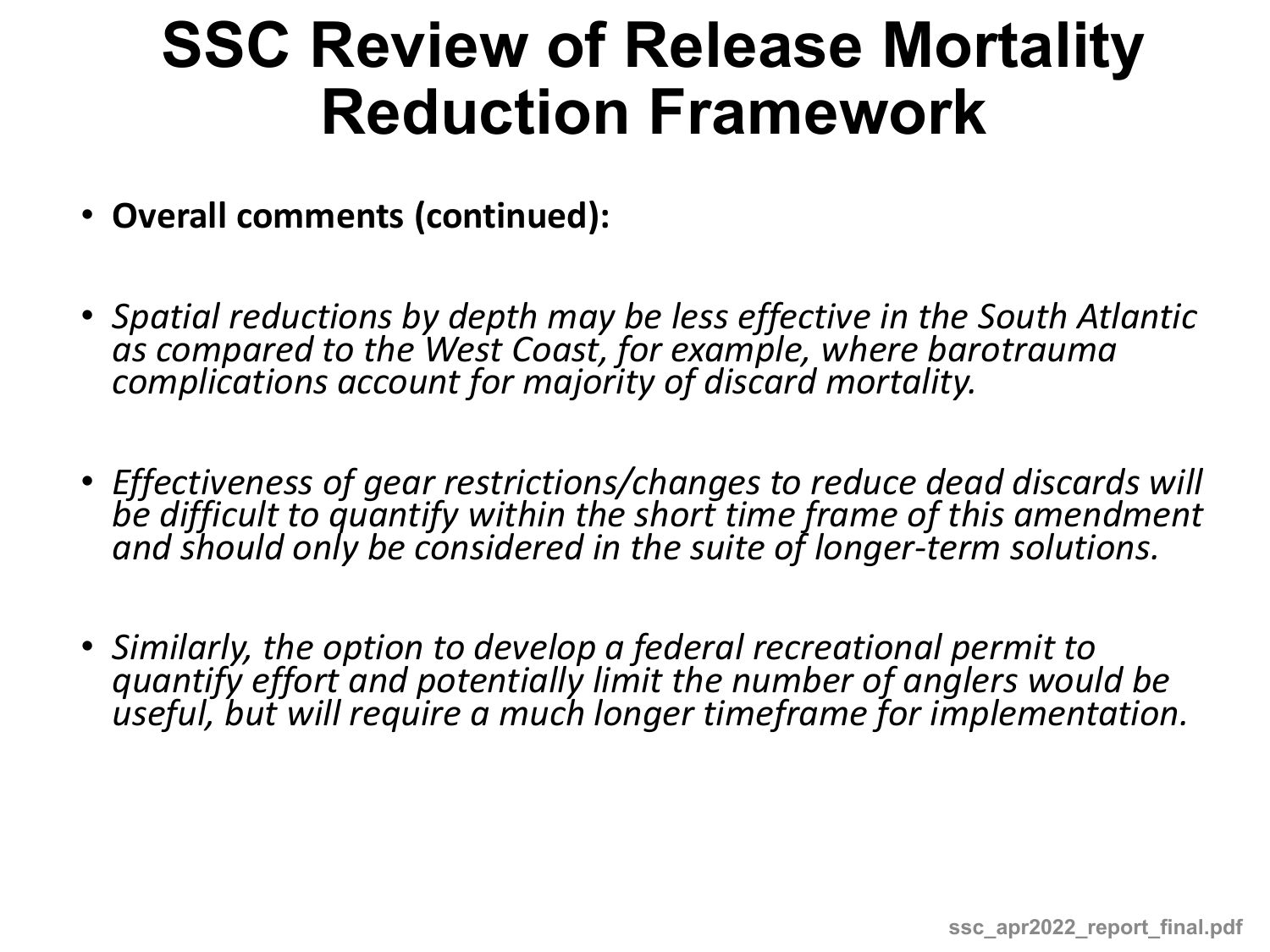# SSC Review of Release Mortality Reduction Framework

- **Overall comments (continued):**

- *Spatial reductions by depth may be less effective in the South Atlantic as compared to the West Coast, for example, where barotrauma complications account for majority of discard mortality.*

- *Effectiveness of gear restrictions/changes to reduce dead discards will be difficult to quantify within the short time frame of this amendment and should only be considered in the suite of longer-term solutions.*

- *Similarly, the option to develop a federal recreational permit to quantify effort and potentially limit the number of anglers would be useful, but will require a much longer timeframe for implementation.*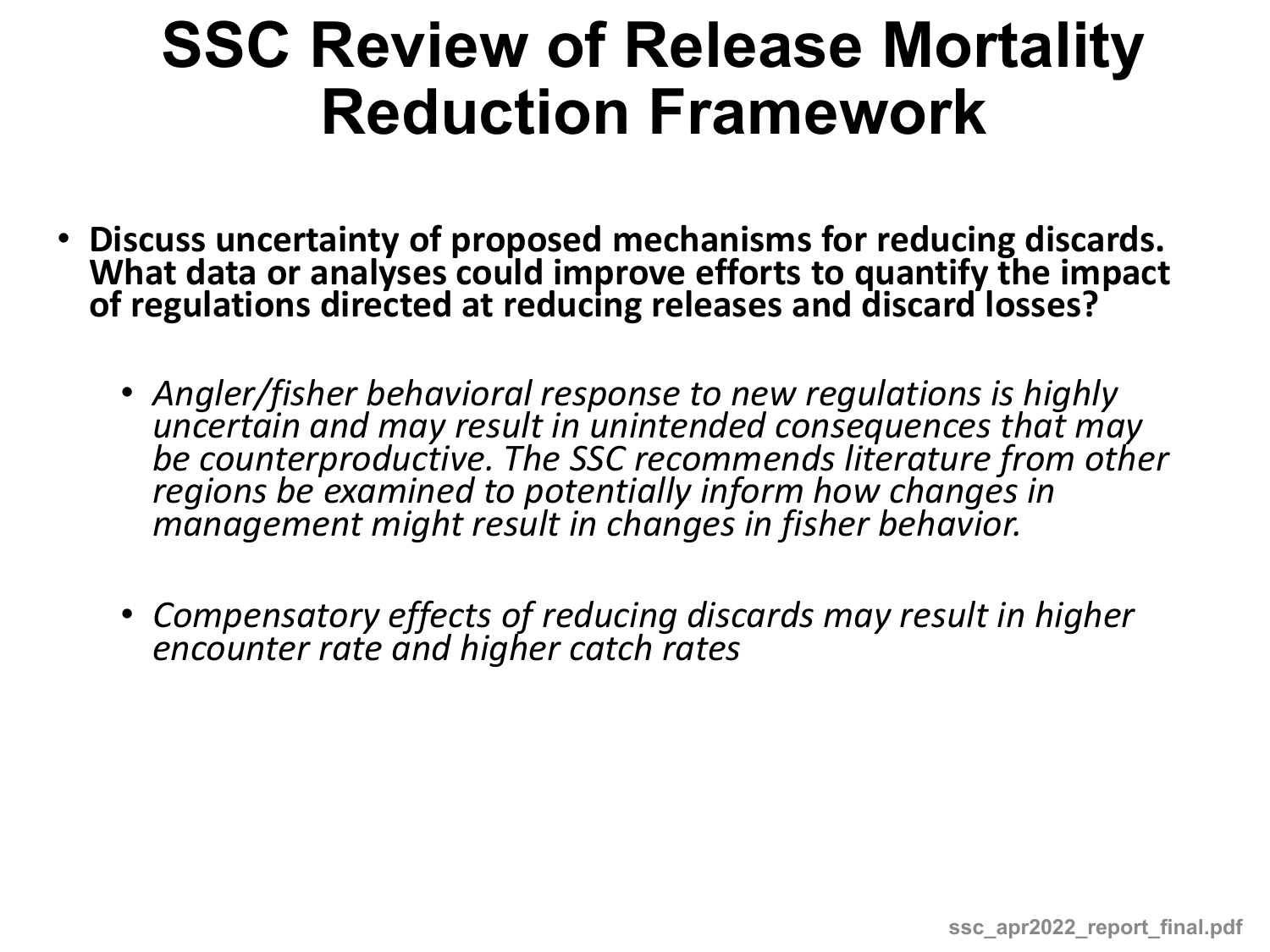# SSC Review of Release Mortality Reduction Framework

- **Discuss uncertainty of proposed mechanisms for reducing discards. What data or analyses could improve efforts to quantify the impact of regulations directed at reducing releases and discard losses?**

  - *Angler/fisher behavioral response to new regulations is highly uncertain and may result in unintended consequences that may be counterproductive. The SSC recommends literature from other regions be examined to potentially inform how changes in management might result in changes in fisher behavior.*

  - *Compensatory effects of reducing discards may result in higher encounter rate and higher catch rates*

ssc_apr2022_report_final.pdf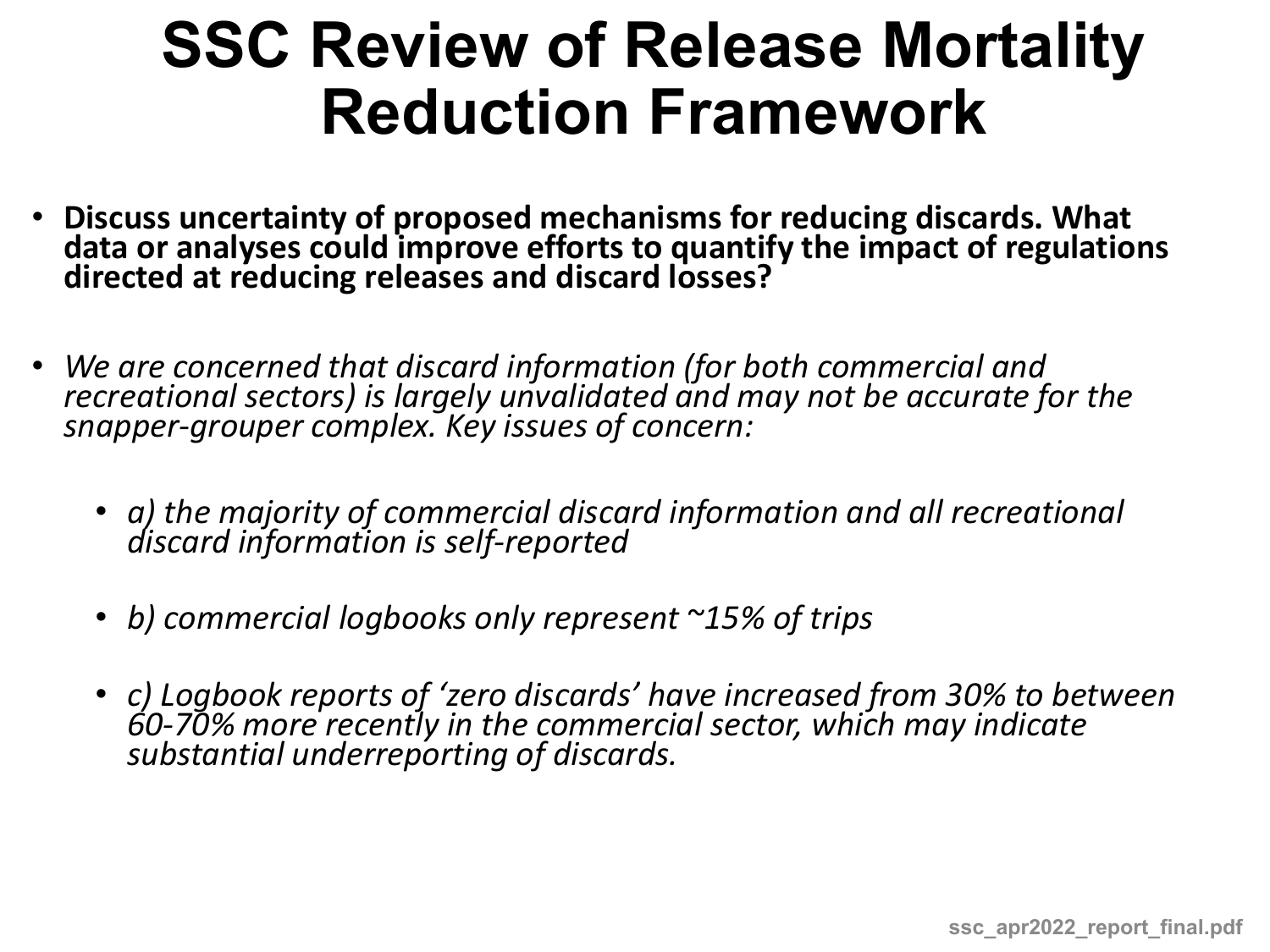# SSC Review of Release Mortality Reduction Framework

- **Discuss uncertainty of proposed mechanisms for reducing discards. What data or analyses could improve efforts to quantify the impact of regulations directed at reducing releases and discard losses?**

- *We are concerned that discard information (for both commercial and recreational sectors) is largely unvalidated and may not be accurate for the snapper-grouper complex. Key issues of concern:*

  - *a) the majority of commercial discard information and all recreational discard information is self-reported*

  - *b) commercial logbooks only represent ~15% of trips*

  - *c) Logbook reports of 'zero discards' have increased from 30% to between 60-70% more recently in the commercial sector, which may indicate substantial underreporting of discards.*

ssc_apr2022_report_final.pdf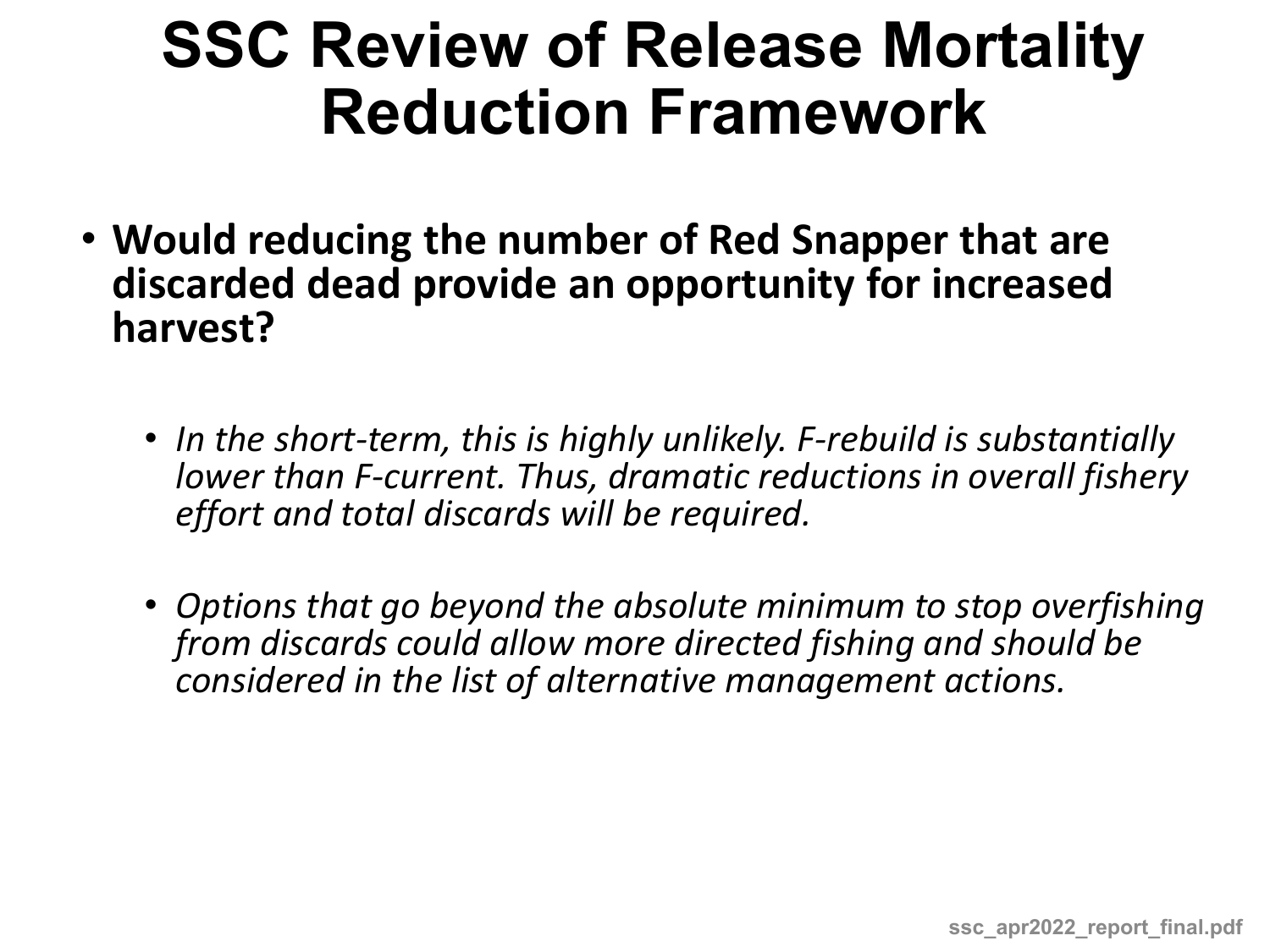# SSC Review of Release Mortality Reduction Framework

- **Would reducing the number of Red Snapper that are discarded dead provide an opportunity for increased harvest?**

  - *In the short-term, this is highly unlikely. F-rebuild is substantially lower than F-current. Thus, dramatic reductions in overall fishery effort and total discards will be required.*

  - *Options that go beyond the absolute minimum to stop overfishing from discards could allow more directed fishing and should be considered in the list of alternative management actions.*

ssc_apr2022_report_final.pdf